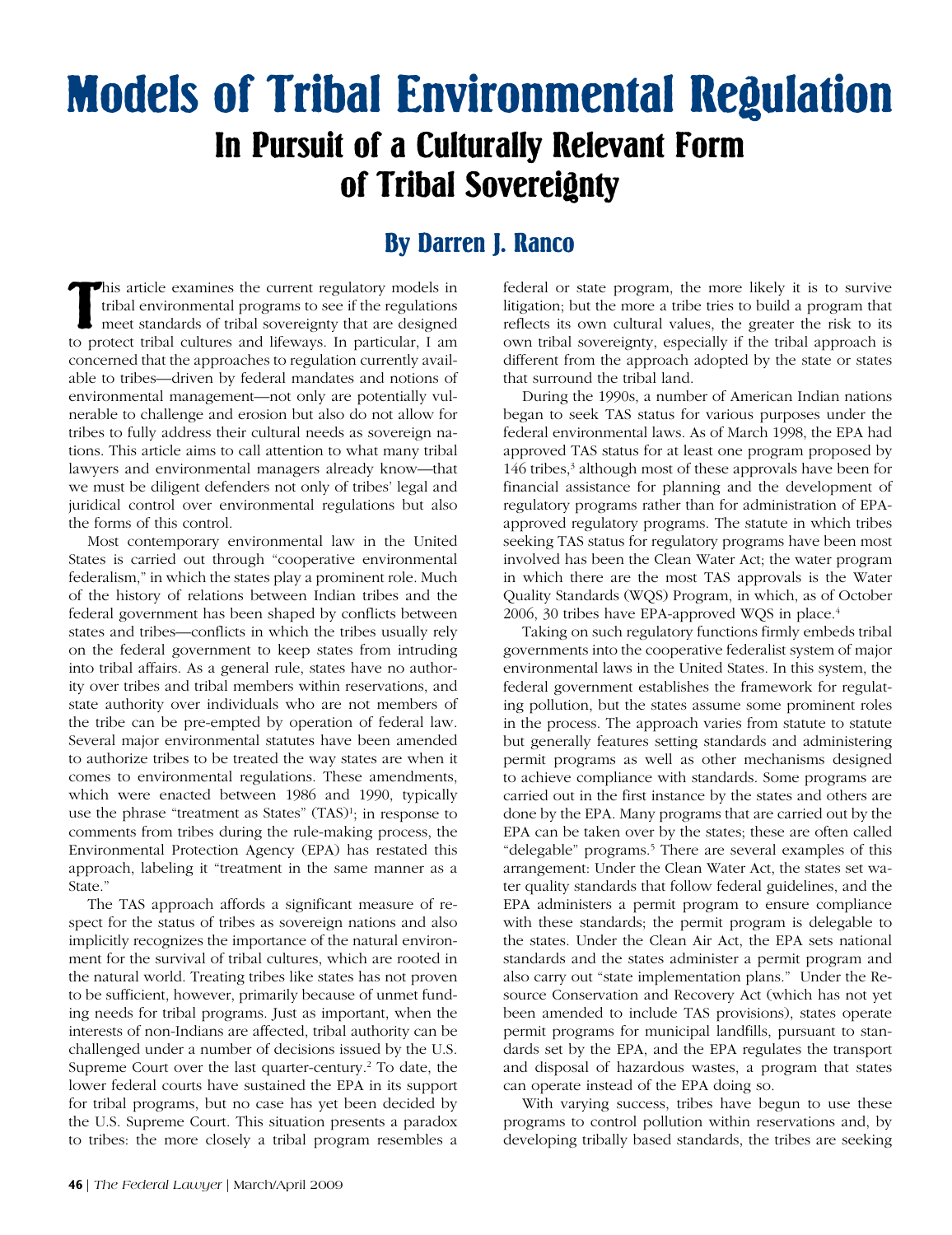# Models of Tribal Environmental Regulation

## In Pursuit of a Culturally Relevant Form of Tribal Sovereignty

### By Darren J. Ranco

This article examines the current regulatory models in tribal environmental programs to see if the regulations meet standards of tribal sovereignty that are designed to protect tribal cultures and lifeways. In particular, I am concerned that the approaches to regulation currently available to tribes—driven by federal mandates and notions of environmental management—not only are potentially vulnerable to challenge and erosion but also do not allow for tribes to fully address their cultural needs as sovereign nations. This article aims to call attention to what many tribal lawyers and environmental managers already know—that we must be diligent defenders not only of tribes' legal and juridical control over environmental regulations but also the forms of this control.

Most contemporary environmental law in the United States is carried out through "cooperative environmental federalism," in which the states play a prominent role. Much of the history of relations between Indian tribes and the federal government has been shaped by conflicts between states and tribes—conflicts in which the tribes usually rely on the federal government to keep states from intruding into tribal affairs. As a general rule, states have no authority over tribes and tribal members within reservations, and state authority over individuals who are not members of the tribe can be pre-empted by operation of federal law. Several major environmental statutes have been amended to authorize tribes to be treated the way states are when it comes to environmental regulations. These amendments, which were enacted between 1986 and 1990, typically use the phrase "treatment as States" (TAS)[1]; in response to comments from tribes during the rule-making process, the Environmental Protection Agency (EPA) has restated this approach, labeling it "treatment in the same manner as a State."

The TAS approach affords a significant measure of respect for the status of tribes as sovereign nations and also implicitly recognizes the importance of the natural environment for the survival of tribal cultures, which are rooted in the natural world. Treating tribes like states has not proven to be sufficient, however, primarily because of unmet funding needs for tribal programs. Just as important, when the interests of non-Indians are affected, tribal authority can be challenged under a number of decisions issued by the U.S. Supreme Court over the last quarter-century.[2] To date, the lower federal courts have sustained the EPA in its support for tribal programs, but no case has yet been decided by the U.S. Supreme Court. This situation presents a paradox to tribes: the more closely a tribal program resembles a federal or state program, the more likely it is to survive litigation; but the more a tribe tries to build a program that reflects its own cultural values, the greater the risk to its own tribal sovereignty, especially if the tribal approach is different from the approach adopted by the state or states that surround the tribal land.

During the 1990s, a number of American Indian nations began to seek TAS status for various purposes under the federal environmental laws. As of March 1998, the EPA had approved TAS status for at least one program proposed by 146 tribes,[3] although most of these approvals have been for financial assistance for planning and the development of regulatory programs rather than for administration of EPA-approved regulatory programs. The statute in which tribes seeking TAS status for regulatory programs have been most involved has been the Clean Water Act; the water program in which there are the most TAS approvals is the Water Quality Standards (WQS) Program, in which, as of October 2006, 30 tribes have EPA-approved WQS in place.[4]

Taking on such regulatory functions firmly embeds tribal governments into the cooperative federalist system of major environmental laws in the United States. In this system, the federal government establishes the framework for regulating pollution, but the states assume some prominent roles in the process. The approach varies from statute to statute but generally features setting standards and administering permit programs as well as other mechanisms designed to achieve compliance with standards. Some programs are carried out in the first instance by the states and others are done by the EPA. Many programs that are carried out by the EPA can be taken over by the states; these are often called "delegable" programs.[5] There are several examples of this arrangement: Under the Clean Water Act, the states set water quality standards that follow federal guidelines, and the EPA administers a permit program to ensure compliance with these standards; the permit program is delegable to the states. Under the Clean Air Act, the EPA sets national standards and the states administer a permit program and also carry out "state implementation plans." Under the Resource Conservation and Recovery Act (which has not yet been amended to include TAS provisions), states operate permit programs for municipal landfills, pursuant to standards set by the EPA, and the EPA regulates the transport and disposal of hazardous wastes, a program that states can operate instead of the EPA doing so.

With varying success, tribes have begun to use these programs to control pollution within reservations and, by developing tribally based standards, the tribes are seeking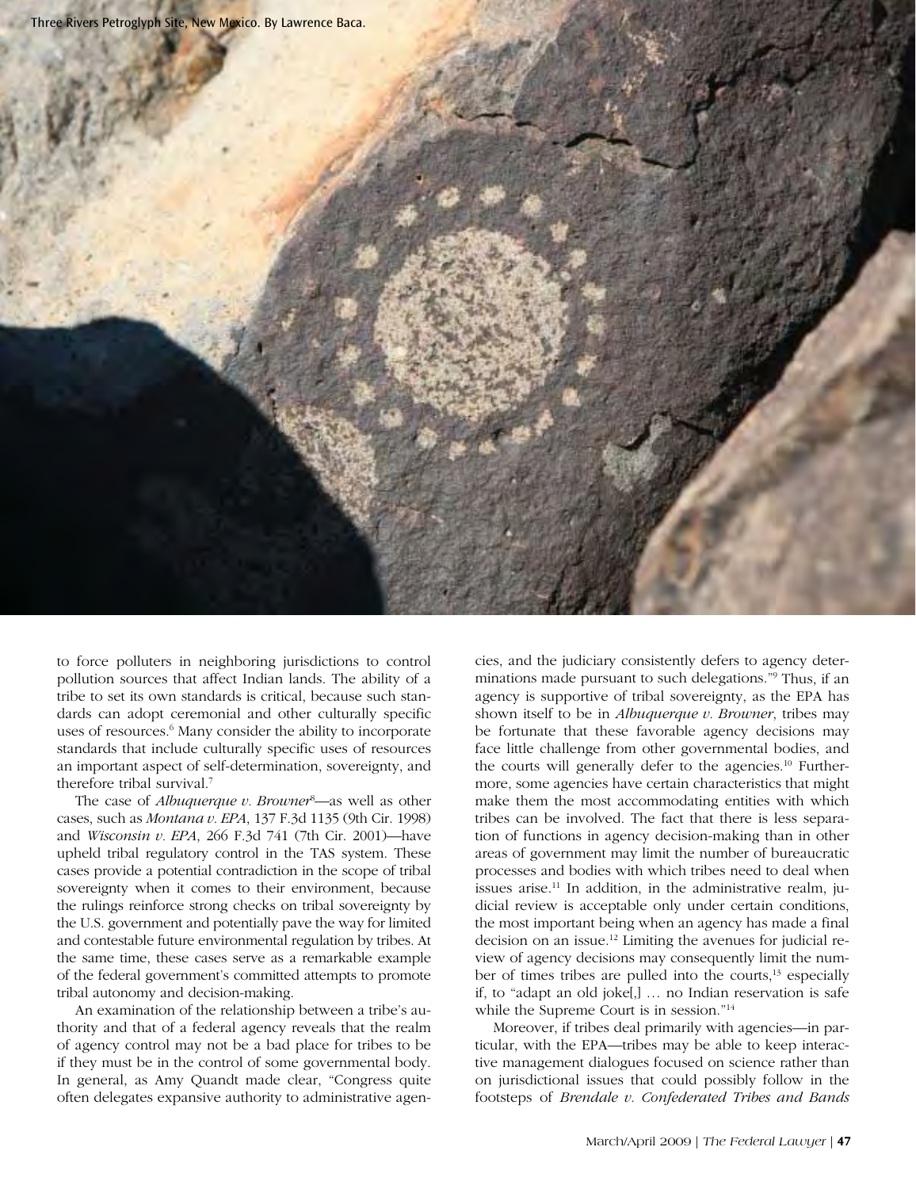Three Rivers Petroglyph Site, New Mexico. By Lawrence Baca.

to force polluters in neighboring jurisdictions to control pollution sources that affect Indian lands. The ability of a tribe to set its own standards is critical, because such standards can adopt ceremonial and other culturally specific uses of resources.[6] Many consider the ability to incorporate standards that include culturally specific uses of resources an important aspect of self-determination, sovereignty, and therefore tribal survival.[7]

The case of *Albuquerque v. Browner*[8]—as well as other cases, such as *Montana v. EPA*, 137 F.3d 1135 (9th Cir. 1998) and *Wisconsin v. EPA*, 266 F.3d 741 (7th Cir. 2001)—have upheld tribal regulatory control in the TAS system. These cases provide a potential contradiction in the scope of tribal sovereignty when it comes to their environment, because the rulings reinforce strong checks on tribal sovereignty by the U.S. government and potentially pave the way for limited and contestable future environmental regulation by tribes. At the same time, these cases serve as a remarkable example of the federal government's committed attempts to promote tribal autonomy and decision-making.

An examination of the relationship between a tribe's authority and that of a federal agency reveals that the realm of agency control may not be a bad place for tribes to be if they must be in the control of some governmental body. In general, as Amy Quandt made clear, "Congress quite often delegates expansive authority to administrative agencies, and the judiciary consistently defers to agency determinations made pursuant to such delegations."[9] Thus, if an agency is supportive of tribal sovereignty, as the EPA has shown itself to be in *Albuquerque v. Browner*, tribes may be fortunate that these favorable agency decisions may face little challenge from other governmental bodies, and the courts will generally defer to the agencies.[10] Furthermore, some agencies have certain characteristics that might make them the most accommodating entities with which tribes can be involved. The fact that there is less separation of functions in agency decision-making than in other areas of government may limit the number of bureaucratic processes and bodies with which tribes need to deal when issues arise.[11] In addition, in the administrative realm, judicial review is acceptable only under certain conditions, the most important being when an agency has made a final decision on an issue.[12] Limiting the avenues for judicial review of agency decisions may consequently limit the number of times tribes are pulled into the courts,[13] especially if, to "adapt an old joke[,] … no Indian reservation is safe while the Supreme Court is in session."[14]

Moreover, if tribes deal primarily with agencies—in particular, with the EPA—tribes may be able to keep interactive management dialogues focused on science rather than on jurisdictional issues that could possibly follow in the footsteps of *Brendale v. Confederated Tribes and Bands*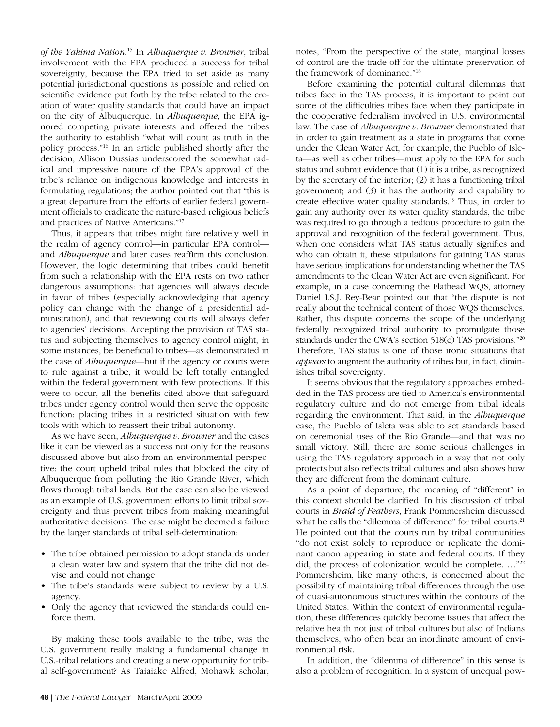*of the Yakima Nation*.[15] In *Albuquerque v. Browner*, tribal involvement with the EPA produced a success for tribal sovereignty, because the EPA tried to set aside as many potential jurisdictional questions as possible and relied on scientific evidence put forth by the tribe related to the creation of water quality standards that could have an impact on the city of Albuquerque. In *Albuquerque*, the EPA ignored competing private interests and offered the tribes the authority to establish "what will count as truth in the policy process."[16] In an article published shortly after the decision, Allison Dussias underscored the somewhat radical and impressive nature of the EPA's approval of the tribe's reliance on indigenous knowledge and interests in formulating regulations; the author pointed out that "this is a great departure from the efforts of earlier federal government officials to eradicate the nature-based religious beliefs and practices of Native Americans."[17]

Thus, it appears that tribes might fare relatively well in the realm of agency control—in particular EPA control—and *Albuquerque* and later cases reaffirm this conclusion. However, the logic determining that tribes could benefit from such a relationship with the EPA rests on two rather dangerous assumptions: that agencies will always decide in favor of tribes (especially acknowledging that agency policy can change with the change of a presidential administration), and that reviewing courts will always defer to agencies' decisions. Accepting the provision of TAS status and subjecting themselves to agency control might, in some instances, be beneficial to tribes—as demonstrated in the case of *Albuquerque*—but if the agency or courts were to rule against a tribe, it would be left totally entangled within the federal government with few protections. If this were to occur, all the benefits cited above that safeguard tribes under agency control would then serve the opposite function: placing tribes in a restricted situation with few tools with which to reassert their tribal autonomy.

As we have seen, *Albuquerque v. Browner* and the cases like it can be viewed as a success not only for the reasons discussed above but also from an environmental perspective: the court upheld tribal rules that blocked the city of Albuquerque from polluting the Rio Grande River, which flows through tribal lands. But the case can also be viewed as an example of U.S. government efforts to limit tribal sovereignty and thus prevent tribes from making meaningful authoritative decisions. The case might be deemed a failure by the larger standards of tribal self-determination:

- The tribe obtained permission to adopt standards under a clean water law and system that the tribe did not devise and could not change.
- The tribe's standards were subject to review by a U.S. agency.
- Only the agency that reviewed the standards could enforce them.

By making these tools available to the tribe, was the U.S. government really making a fundamental change in U.S.-tribal relations and creating a new opportunity for tribal self-government? As Taiaiake Alfred, Mohawk scholar, notes, "From the perspective of the state, marginal losses of control are the trade-off for the ultimate preservation of the framework of dominance."[18]

Before examining the potential cultural dilemmas that tribes face in the TAS process, it is important to point out some of the difficulties tribes face when they participate in the cooperative federalism involved in U.S. environmental law. The case of *Albuquerque v. Browner* demonstrated that in order to gain treatment as a state in programs that come under the Clean Water Act, for example, the Pueblo of Isleta—as well as other tribes—must apply to the EPA for such status and submit evidence that (1) it is a tribe, as recognized by the secretary of the interior; (2) it has a functioning tribal government; and (3) it has the authority and capability to create effective water quality standards.[19] Thus, in order to gain any authority over its water quality standards, the tribe was required to go through a tedious procedure to gain the approval and recognition of the federal government. Thus, when one considers what TAS status actually signifies and who can obtain it, these stipulations for gaining TAS status have serious implications for understanding whether the TAS amendments to the Clean Water Act are even significant. For example, in a case concerning the Flathead WQS, attorney Daniel I.S.J. Rey-Bear pointed out that "the dispute is not really about the technical content of those WQS themselves. Rather, this dispute concerns the scope of the underlying federally recognized tribal authority to promulgate those standards under the CWA's section 518(e) TAS provisions."[20] Therefore, TAS status is one of those ironic situations that *appears* to augment the authority of tribes but, in fact, diminishes tribal sovereignty.

It seems obvious that the regulatory approaches embedded in the TAS process are tied to America's environmental regulatory culture and do not emerge from tribal ideals regarding the environment. That said, in the *Albuquerque* case, the Pueblo of Isleta was able to set standards based on ceremonial uses of the Rio Grande—and that was no small victory. Still, there are some serious challenges in using the TAS regulatory approach in a way that not only protects but also reflects tribal cultures and also shows how they are different from the dominant culture.

As a point of departure, the meaning of "different" in this context should be clarified. In his discussion of tribal courts in *Braid of Feathers*, Frank Pommersheim discussed what he calls the "dilemma of difference" for tribal courts.[21] He pointed out that the courts run by tribal communities "do not exist solely to reproduce or replicate the dominant canon appearing in state and federal courts. If they did, the process of colonization would be complete. …"[22] Pommersheim, like many others, is concerned about the possibility of maintaining tribal differences through the use of quasi-autonomous structures within the contours of the United States. Within the context of environmental regulation, these differences quickly become issues that affect the relative health not just of tribal cultures but also of Indians themselves, who often bear an inordinate amount of environmental risk.

In addition, the "dilemma of difference" in this sense is also a problem of recognition. In a system of unequal pow-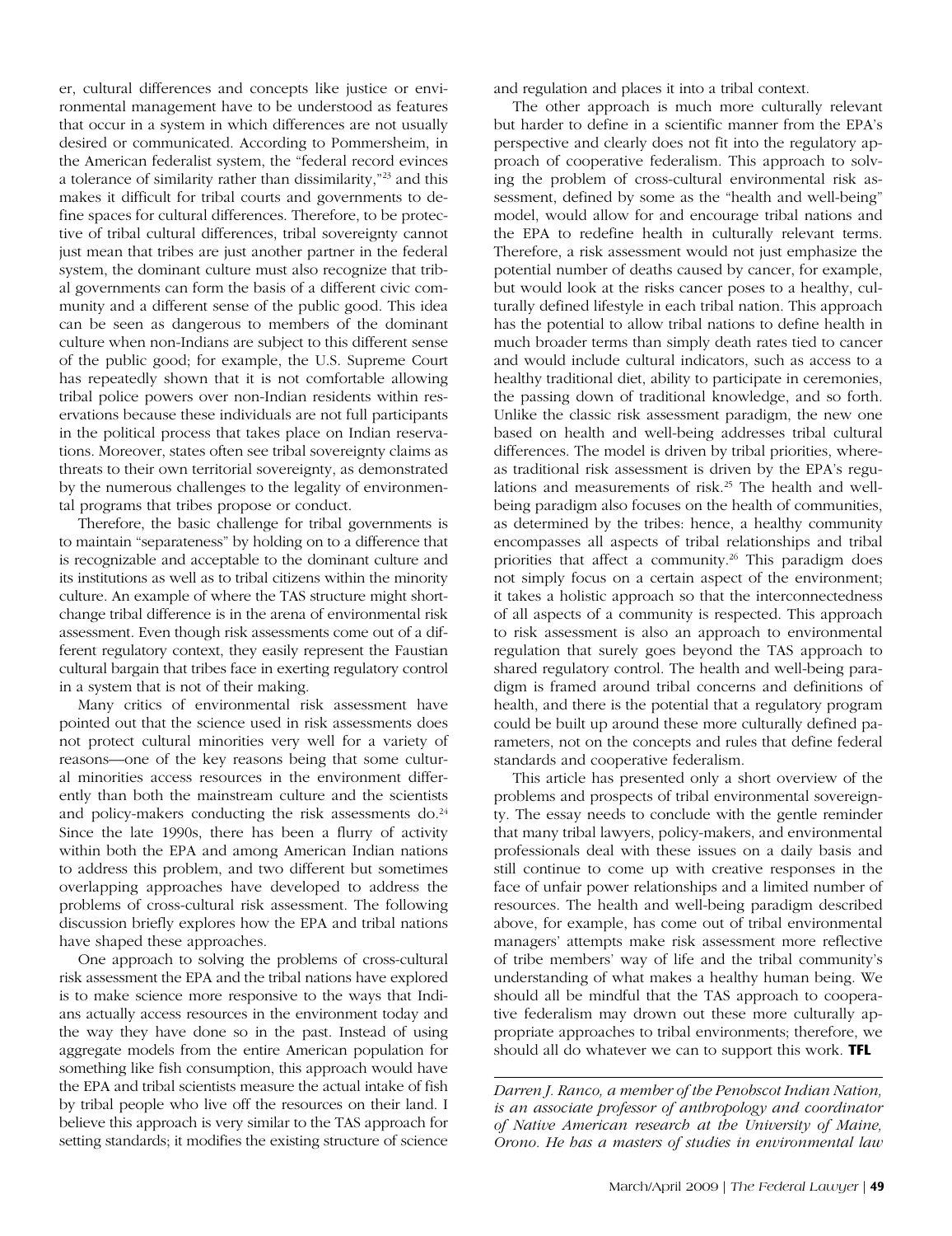er, cultural differences and concepts like justice or environmental management have to be understood as features that occur in a system in which differences are not usually desired or communicated. According to Pommersheim, in the American federalist system, the "federal record evinces a tolerance of similarity rather than dissimilarity,"[23] and this makes it difficult for tribal courts and governments to define spaces for cultural differences. Therefore, to be protective of tribal cultural differences, tribal sovereignty cannot just mean that tribes are just another partner in the federal system, the dominant culture must also recognize that tribal governments can form the basis of a different civic community and a different sense of the public good. This idea can be seen as dangerous to members of the dominant culture when non-Indians are subject to this different sense of the public good; for example, the U.S. Supreme Court has repeatedly shown that it is not comfortable allowing tribal police powers over non-Indian residents within reservations because these individuals are not full participants in the political process that takes place on Indian reservations. Moreover, states often see tribal sovereignty claims as threats to their own territorial sovereignty, as demonstrated by the numerous challenges to the legality of environmental programs that tribes propose or conduct.

Therefore, the basic challenge for tribal governments is to maintain "separateness" by holding on to a difference that is recognizable and acceptable to the dominant culture and its institutions as well as to tribal citizens within the minority culture. An example of where the TAS structure might shortchange tribal difference is in the arena of environmental risk assessment. Even though risk assessments come out of a different regulatory context, they easily represent the Faustian cultural bargain that tribes face in exerting regulatory control in a system that is not of their making.

Many critics of environmental risk assessment have pointed out that the science used in risk assessments does not protect cultural minorities very well for a variety of reasons—one of the key reasons being that some cultural minorities access resources in the environment differently than both the mainstream culture and the scientists and policy-makers conducting the risk assessments do.[24] Since the late 1990s, there has been a flurry of activity within both the EPA and among American Indian nations to address this problem, and two different but sometimes overlapping approaches have developed to address the problems of cross-cultural risk assessment. The following discussion briefly explores how the EPA and tribal nations have shaped these approaches.

One approach to solving the problems of cross-cultural risk assessment the EPA and the tribal nations have explored is to make science more responsive to the ways that Indians actually access resources in the environment today and the way they have done so in the past. Instead of using aggregate models from the entire American population for something like fish consumption, this approach would have the EPA and tribal scientists measure the actual intake of fish by tribal people who live off the resources on their land. I believe this approach is very similar to the TAS approach for setting standards; it modifies the existing structure of science and regulation and places it into a tribal context.

The other approach is much more culturally relevant but harder to define in a scientific manner from the EPA's perspective and clearly does not fit into the regulatory approach of cooperative federalism. This approach to solving the problem of cross-cultural environmental risk assessment, defined by some as the "health and well-being" model, would allow for and encourage tribal nations and the EPA to redefine health in culturally relevant terms. Therefore, a risk assessment would not just emphasize the potential number of deaths caused by cancer, for example, but would look at the risks cancer poses to a healthy, culturally defined lifestyle in each tribal nation. This approach has the potential to allow tribal nations to define health in much broader terms than simply death rates tied to cancer and would include cultural indicators, such as access to a healthy traditional diet, ability to participate in ceremonies, the passing down of traditional knowledge, and so forth. Unlike the classic risk assessment paradigm, the new one based on health and well-being addresses tribal cultural differences. The model is driven by tribal priorities, whereas traditional risk assessment is driven by the EPA's regulations and measurements of risk.[25] The health and well-being paradigm also focuses on the health of communities, as determined by the tribes: hence, a healthy community encompasses all aspects of tribal relationships and tribal priorities that affect a community.[26] This paradigm does not simply focus on a certain aspect of the environment; it takes a holistic approach so that the interconnectedness of all aspects of a community is respected. This approach to risk assessment is also an approach to environmental regulation that surely goes beyond the TAS approach to shared regulatory control. The health and well-being paradigm is framed around tribal concerns and definitions of health, and there is the potential that a regulatory program could be built up around these more culturally defined parameters, not on the concepts and rules that define federal standards and cooperative federalism.

This article has presented only a short overview of the problems and prospects of tribal environmental sovereignty. The essay needs to conclude with the gentle reminder that many tribal lawyers, policy-makers, and environmental professionals deal with these issues on a daily basis and still continue to come up with creative responses in the face of unfair power relationships and a limited number of resources. The health and well-being paradigm described above, for example, has come out of tribal environmental managers' attempts make risk assessment more reflective of tribe members' way of life and the tribal community's understanding of what makes a healthy human being. We should all be mindful that the TAS approach to cooperative federalism may drown out these more culturally appropriate approaches to tribal environments; therefore, we should all do whatever we can to support this work. **TFL**

---

*Darren J. Ranco, a member of the Penobscot Indian Nation, is an associate professor of anthropology and coordinator of Native American research at the University of Maine, Orono. He has a masters of studies in environmental law*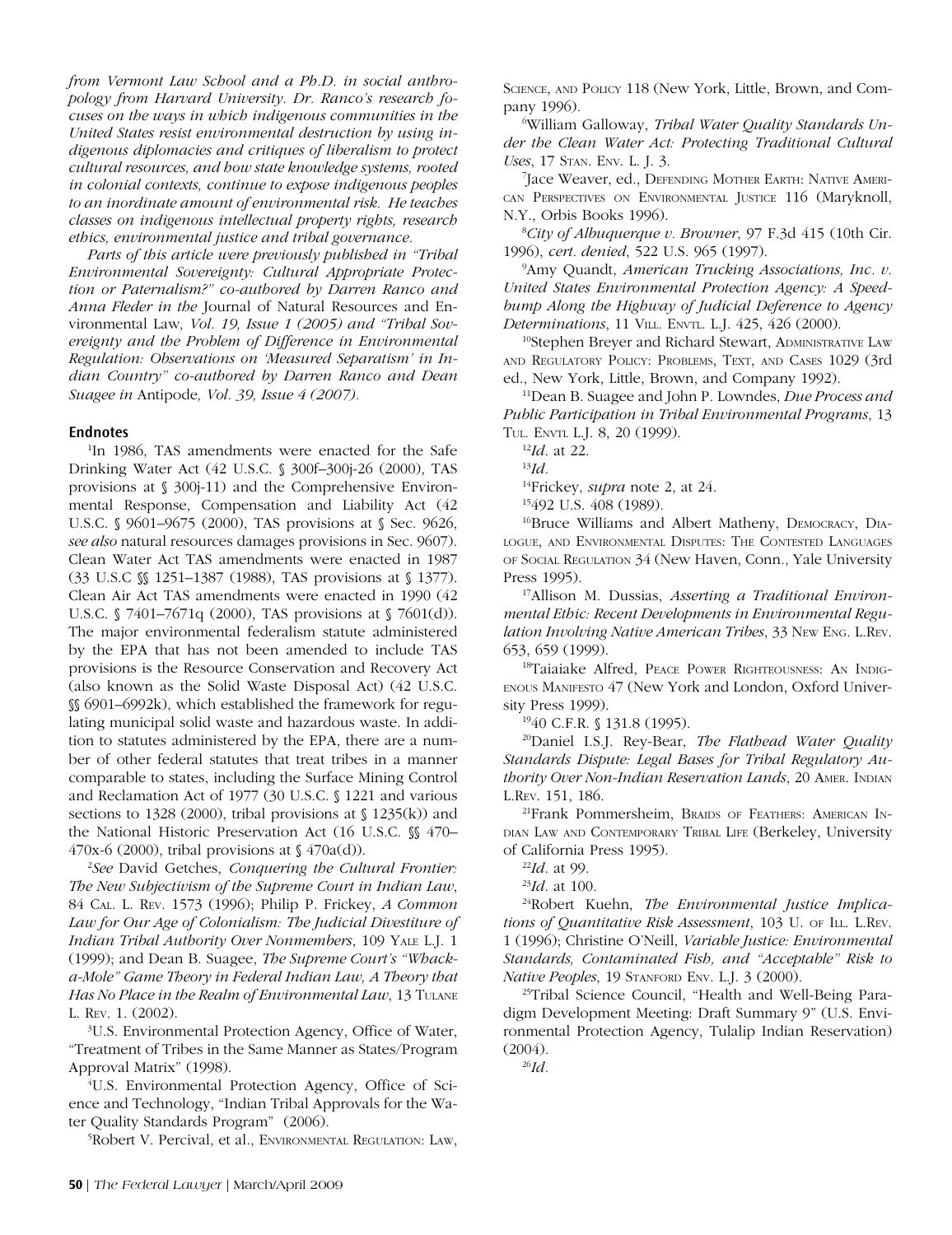*from Vermont Law School and a Ph.D. in social anthropology from Harvard University. Dr. Ranco's research focuses on the ways in which indigenous communities in the United States resist environmental destruction by using indigenous diplomacies and critiques of liberalism to protect cultural resources, and how state knowledge systems, rooted in colonial contexts, continue to expose indigenous peoples to an inordinate amount of environmental risk. He teaches classes on indigenous intellectual property rights, research ethics, environmental justice and tribal governance.*

*Parts of this article were previously published in "Tribal Environmental Sovereignty: Cultural Appropriate Protection or Paternalism?" co-authored by Darren Ranco and Anna Fleder in the* Journal of Natural Resources and Environmental Law*, Vol. 19, Issue 1 (2005) and "Tribal Sovereignty and the Problem of Difference in Environmental Regulation: Observations on 'Measured Separatism' in Indian Country" co-authored by Darren Ranco and Dean Suagee in* Antipode*, Vol. 39, Issue 4 (2007).*

## Endnotes

[1]In 1986, TAS amendments were enacted for the Safe Drinking Water Act (42 U.S.C. § 300f–300j-26 (2000), TAS provisions at § 300j-11) and the Comprehensive Environmental Response, Compensation and Liability Act (42 U.S.C. § 9601–9675 (2000), TAS provisions at § Sec. 9626, *see also* natural resources damages provisions in Sec. 9607). Clean Water Act TAS amendments were enacted in 1987 (33 U.S.C §§ 1251–1387 (1988), TAS provisions at § 1377). Clean Air Act TAS amendments were enacted in 1990 (42 U.S.C. § 7401–7671q (2000), TAS provisions at § 7601(d)). The major environmental federalism statute administered by the EPA that has not been amended to include TAS provisions is the Resource Conservation and Recovery Act (also known as the Solid Waste Disposal Act) (42 U.S.C. §§ 6901–6992k), which established the framework for regulating municipal solid waste and hazardous waste. In addition to statutes administered by the EPA, there are a number of other federal statutes that treat tribes in a manner comparable to states, including the Surface Mining Control and Reclamation Act of 1977 (30 U.S.C. § 1221 and various sections to 1328 (2000), tribal provisions at § 1235(k)) and the National Historic Preservation Act (16 U.S.C. §§ 470–470x-6 (2000), tribal provisions at § 470a(d)).

[2]*See* David Getches, *Conquering the Cultural Frontier: The New Subjectivism of the Supreme Court in Indian Law*, 84 Cal. L. Rev. 1573 (1996); Philip P. Frickey, *A Common Law for Our Age of Colonialism: The Judicial Divestiture of Indian Tribal Authority Over Nonmembers*, 109 Yale L.J. 1 (1999); and Dean B. Suagee, *The Supreme Court's "Whack-a-Mole" Game Theory in Federal Indian Law, A Theory that Has No Place in the Realm of Environmental Law*, 13 Tulane L. Rev. 1. (2002).

[3]U.S. Environmental Protection Agency, Office of Water, "Treatment of Tribes in the Same Manner as States/Program Approval Matrix" (1998).

[4]U.S. Environmental Protection Agency, Office of Science and Technology, "Indian Tribal Approvals for the Water Quality Standards Program" (2006).

[5]Robert V. Percival, et al., Environmental Regulation: Law, Science, and Policy 118 (New York, Little, Brown, and Company 1996).

[6]William Galloway, *Tribal Water Quality Standards Under the Clean Water Act: Protecting Traditional Cultural Uses*, 17 Stan. Env. L. J. 3.

[7]Jace Weaver, ed., Defending Mother Earth: Native American Perspectives on Environmental Justice 116 (Maryknoll, N.Y., Orbis Books 1996).

[8]*City of Albuquerque v. Browner*, 97 F.3d 415 (10th Cir. 1996), *cert. denied*, 522 U.S. 965 (1997).

[9]Amy Quandt, *American Trucking Associations, Inc. v. United States Environmental Protection Agency: A Speedbump Along the Highway of Judicial Deference to Agency Determinations*, 11 Vill. Envtl. L.J. 425, 426 (2000).

[10]Stephen Breyer and Richard Stewart, Administrative Law and Regulatory Policy: Problems, Text, and Cases 1029 (3rd ed., New York, Little, Brown, and Company 1992).

[11]Dean B. Suagee and John P. Lowndes, *Due Process and Public Participation in Tribal Environmental Programs*, 13 Tul. Envtl L.J. 8, 20 (1999).

[12]*Id*. at 22.

[13]*Id*.

[14]Frickey, *supra* note 2, at 24.

[15]492 U.S. 408 (1989).

[16]Bruce Williams and Albert Matheny, Democracy, Dialogue, and Environmental Disputes: The Contested Languages of Social Regulation 34 (New Haven, Conn., Yale University Press 1995).

[17]Allison M. Dussias, *Asserting a Traditional Environmental Ethic: Recent Developments in Environmental Regulation Involving Native American Tribes*, 33 New Eng. L.Rev. 653, 659 (1999).

[18]Taiaiake Alfred, Peace Power Righteousness: An Indigenous Manifesto 47 (New York and London, Oxford University Press 1999).

[19]40 C.F.R. § 131.8 (1995).

[20]Daniel I.S.J. Rey-Bear, *The Flathead Water Quality Standards Dispute: Legal Bases for Tribal Regulatory Authority Over Non-Indian Reservation Lands*, 20 Amer. Indian L.Rev. 151, 186.

[21]Frank Pommersheim, Braids of Feathers: American Indian Law and Contemporary Tribal Life (Berkeley, University of California Press 1995).

[22]*Id*. at 99.

[23]*Id*. at 100.

[24]Robert Kuehn, *The Environmental Justice Implications of Quantitative Risk Assessment*, 103 U. of Ill. L.Rev. 1 (1996); Christine O'Neill, *Variable Justice: Environmental Standards, Contaminated Fish, and "Acceptable" Risk to Native Peoples*, 19 Stanford Env. L.J. 3 (2000).

[25]Tribal Science Council, "Health and Well-Being Paradigm Development Meeting: Draft Summary 9" (U.S. Environmental Protection Agency, Tulalip Indian Reservation) (2004).

[26]*Id*.